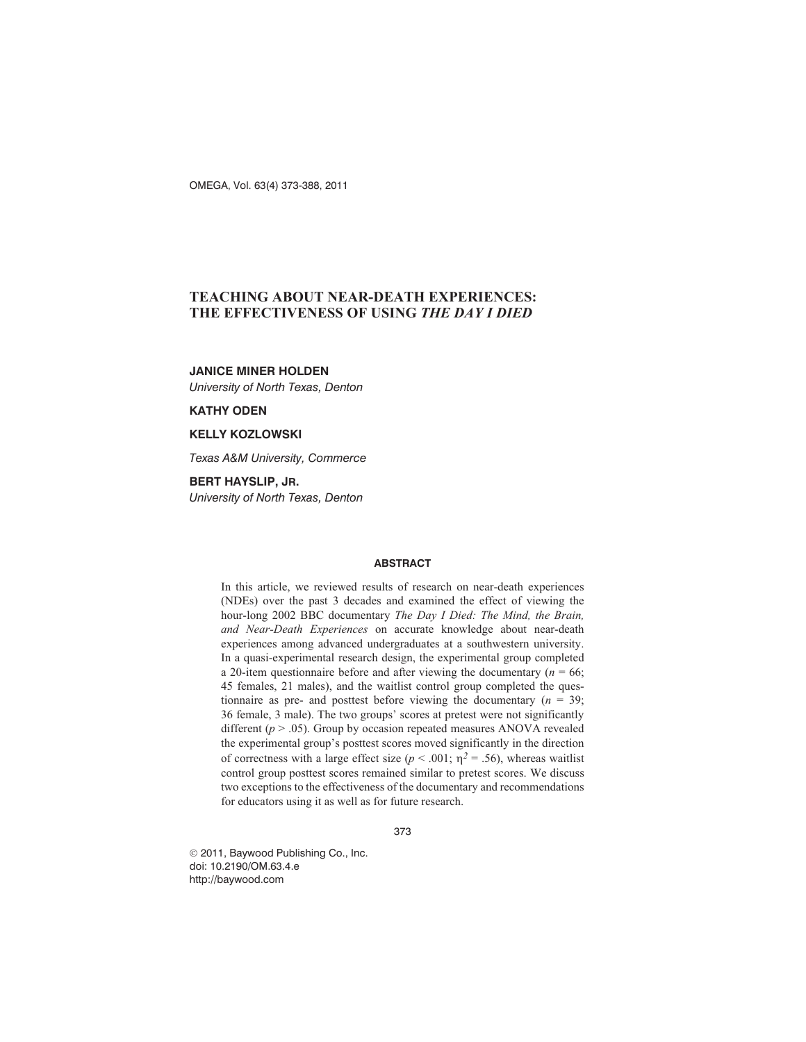# TEACHING ABOUT NEAR-DEATH EXPERIENCES: THE EFFECTIVENESS OF USING *THE DAY I DIED*

**JANICE MINER HOLDEN**
*University of North Texas, Denton*

**KATHY ODEN**

**KELLY KOZLOWSKI**

*Texas A&M University, Commerce*

**BERT HAYSLIP, JR.**
*University of North Texas, Denton*

## ABSTRACT

In this article, we reviewed results of research on near-death experiences (NDEs) over the past 3 decades and examined the effect of viewing the hour-long 2002 BBC documentary *The Day I Died: The Mind, the Brain, and Near-Death Experiences* on accurate knowledge about near-death experiences among advanced undergraduates at a southwestern university. In a quasi-experimental research design, the experimental group completed a 20-item questionnaire before and after viewing the documentary ($n$ = 66; 45 females, 21 males), and the waitlist control group completed the questionnaire as pre- and posttest before viewing the documentary ($n$ = 39; 36 female, 3 male). The two groups' scores at pretest were not significantly different ($p > .05$). Group by occasion repeated measures ANOVA revealed the experimental group's posttest scores moved significantly in the direction of correctness with a large effect size ($p < .001$; $\eta^2 = .56$), whereas waitlist control group posttest scores remained similar to pretest scores. We discuss two exceptions to the effectiveness of the documentary and recommendations for educators using it as well as for future research.

© 2011, Baywood Publishing Co., Inc.
doi: 10.2190/OM.63.4.e
http://baywood.com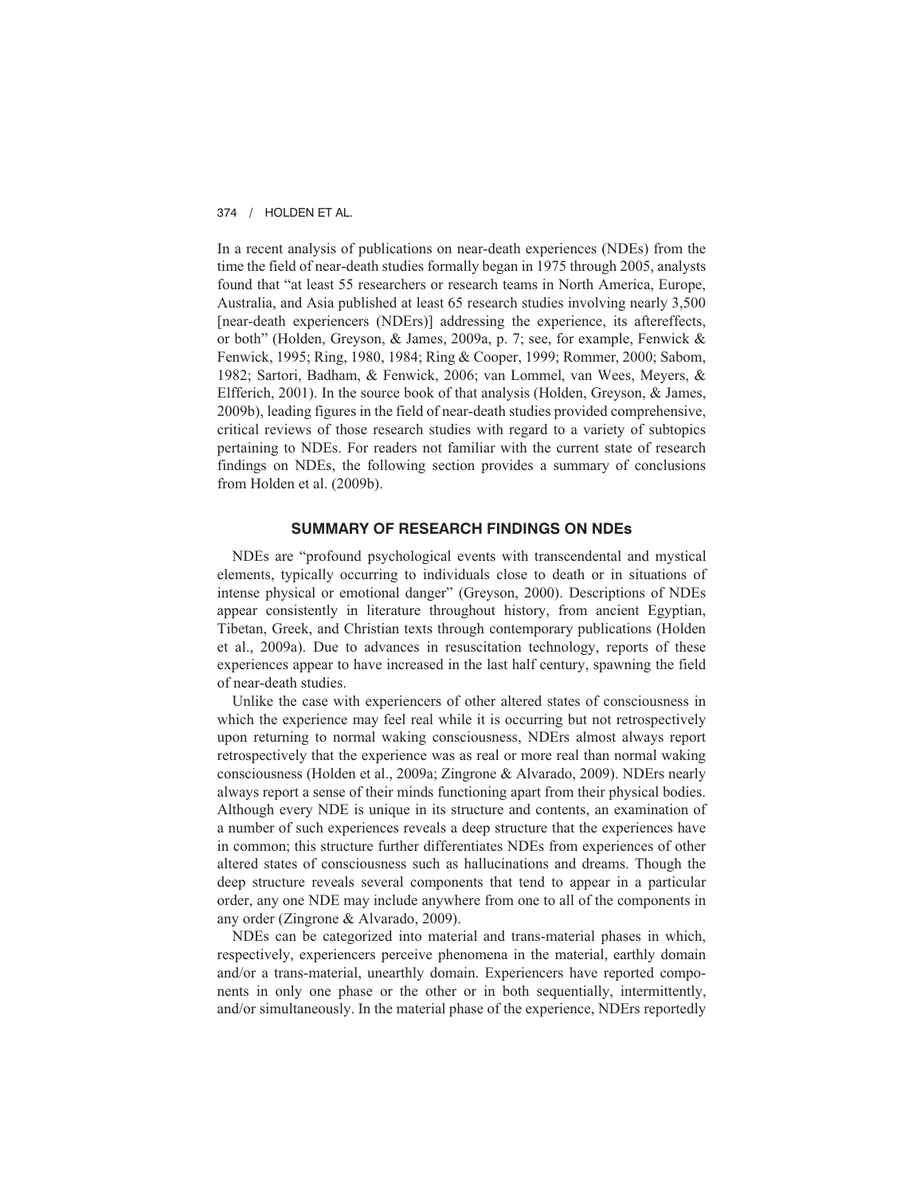In a recent analysis of publications on near-death experiences (NDEs) from the time the field of near-death studies formally began in 1975 through 2005, analysts found that "at least 55 researchers or research teams in North America, Europe, Australia, and Asia published at least 65 research studies involving nearly 3,500 [near-death experiencers (NDErs)] addressing the experience, its aftereffects, or both" (Holden, Greyson, & James, 2009a, p. 7; see, for example, Fenwick & Fenwick, 1995; Ring, 1980, 1984; Ring & Cooper, 1999; Rommer, 2000; Sabom, 1982; Sartori, Badham, & Fenwick, 2006; van Lommel, van Wees, Meyers, & Elfferich, 2001). In the source book of that analysis (Holden, Greyson, & James, 2009b), leading figures in the field of near-death studies provided comprehensive, critical reviews of those research studies with regard to a variety of subtopics pertaining to NDEs. For readers not familiar with the current state of research findings on NDEs, the following section provides a summary of conclusions from Holden et al. (2009b).

## SUMMARY OF RESEARCH FINDINGS ON NDEs

NDEs are "profound psychological events with transcendental and mystical elements, typically occurring to individuals close to death or in situations of intense physical or emotional danger" (Greyson, 2000). Descriptions of NDEs appear consistently in literature throughout history, from ancient Egyptian, Tibetan, Greek, and Christian texts through contemporary publications (Holden et al., 2009a). Due to advances in resuscitation technology, reports of these experiences appear to have increased in the last half century, spawning the field of near-death studies.

Unlike the case with experiencers of other altered states of consciousness in which the experience may feel real while it is occurring but not retrospectively upon returning to normal waking consciousness, NDErs almost always report retrospectively that the experience was as real or more real than normal waking consciousness (Holden et al., 2009a; Zingrone & Alvarado, 2009). NDErs nearly always report a sense of their minds functioning apart from their physical bodies. Although every NDE is unique in its structure and contents, an examination of a number of such experiences reveals a deep structure that the experiences have in common; this structure further differentiates NDEs from experiences of other altered states of consciousness such as hallucinations and dreams. Though the deep structure reveals several components that tend to appear in a particular order, any one NDE may include anywhere from one to all of the components in any order (Zingrone & Alvarado, 2009).

NDEs can be categorized into material and trans-material phases in which, respectively, experiencers perceive phenomena in the material, earthly domain and/or a trans-material, unearthly domain. Experiencers have reported components in only one phase or the other or in both sequentially, intermittently, and/or simultaneously. In the material phase of the experience, NDErs reportedly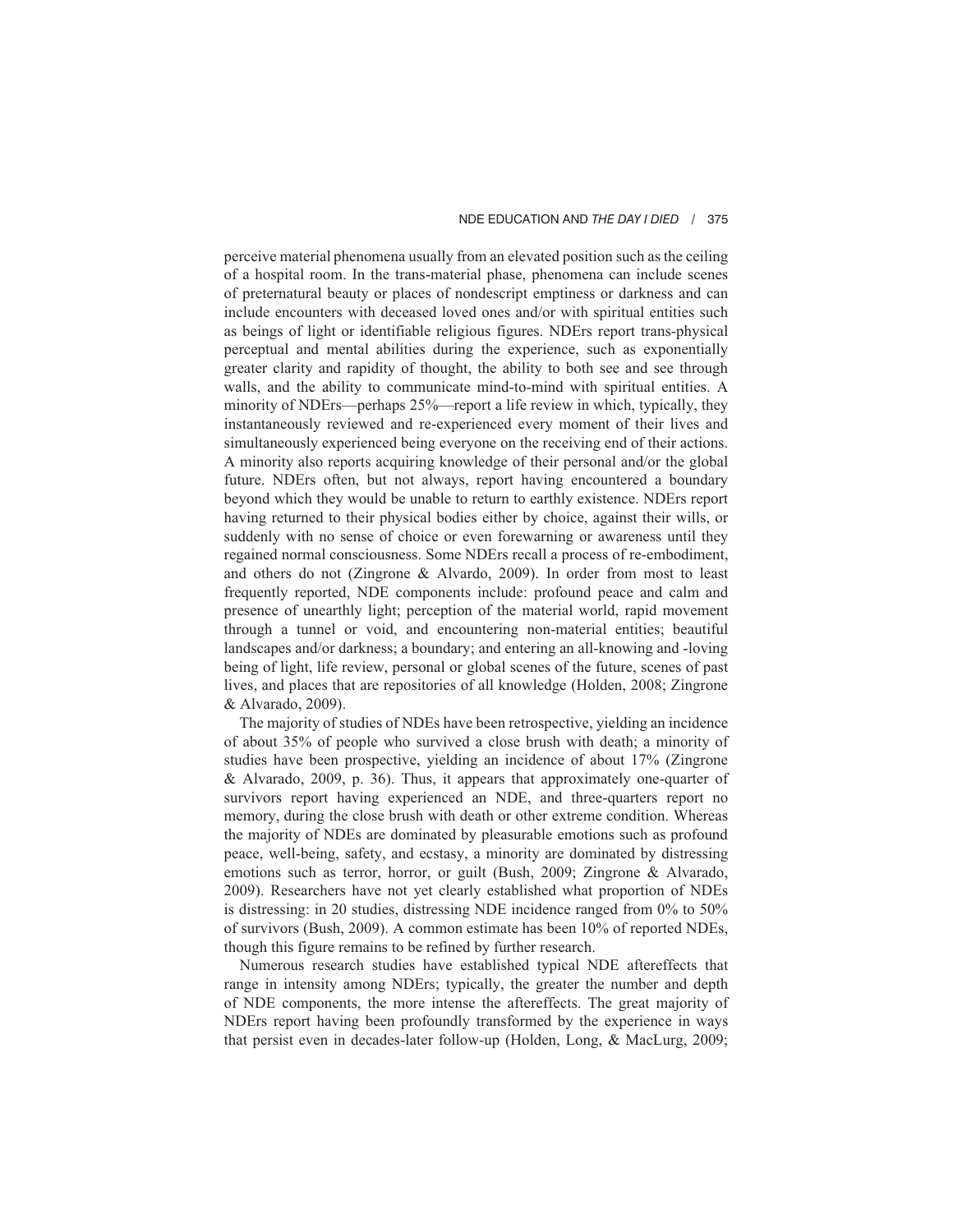perceive material phenomena usually from an elevated position such as the ceiling of a hospital room. In the trans-material phase, phenomena can include scenes of preternatural beauty or places of nondescript emptiness or darkness and can include encounters with deceased loved ones and/or with spiritual entities such as beings of light or identifiable religious figures. NDErs report trans-physical perceptual and mental abilities during the experience, such as exponentially greater clarity and rapidity of thought, the ability to both see and see through walls, and the ability to communicate mind-to-mind with spiritual entities. A minority of NDErs—perhaps 25%—report a life review in which, typically, they instantaneously reviewed and re-experienced every moment of their lives and simultaneously experienced being everyone on the receiving end of their actions. A minority also reports acquiring knowledge of their personal and/or the global future. NDErs often, but not always, report having encountered a boundary beyond which they would be unable to return to earthly existence. NDErs report having returned to their physical bodies either by choice, against their wills, or suddenly with no sense of choice or even forewarning or awareness until they regained normal consciousness. Some NDErs recall a process of re-embodiment, and others do not (Zingrone & Alvardo, 2009). In order from most to least frequently reported, NDE components include: profound peace and calm and presence of unearthly light; perception of the material world, rapid movement through a tunnel or void, and encountering non-material entities; beautiful landscapes and/or darkness; a boundary; and entering an all-knowing and -loving being of light, life review, personal or global scenes of the future, scenes of past lives, and places that are repositories of all knowledge (Holden, 2008; Zingrone & Alvarado, 2009).

The majority of studies of NDEs have been retrospective, yielding an incidence of about 35% of people who survived a close brush with death; a minority of studies have been prospective, yielding an incidence of about 17% (Zingrone & Alvarado, 2009, p. 36). Thus, it appears that approximately one-quarter of survivors report having experienced an NDE, and three-quarters report no memory, during the close brush with death or other extreme condition. Whereas the majority of NDEs are dominated by pleasurable emotions such as profound peace, well-being, safety, and ecstasy, a minority are dominated by distressing emotions such as terror, horror, or guilt (Bush, 2009; Zingrone & Alvarado, 2009). Researchers have not yet clearly established what proportion of NDEs is distressing: in 20 studies, distressing NDE incidence ranged from 0% to 50% of survivors (Bush, 2009). A common estimate has been 10% of reported NDEs, though this figure remains to be refined by further research.

Numerous research studies have established typical NDE aftereffects that range in intensity among NDErs; typically, the greater the number and depth of NDE components, the more intense the aftereffects. The great majority of NDErs report having been profoundly transformed by the experience in ways that persist even in decades-later follow-up (Holden, Long, & MacLurg, 2009;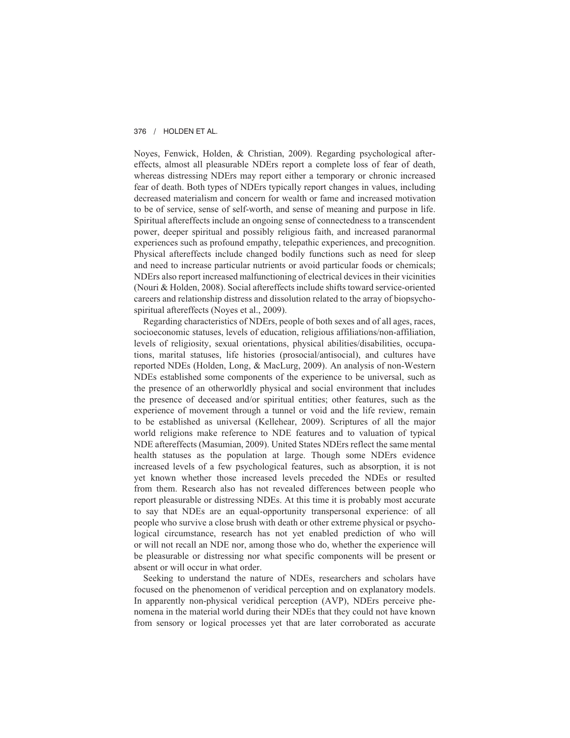Noyes, Fenwick, Holden, & Christian, 2009). Regarding psychological aftereffects, almost all pleasurable NDErs report a complete loss of fear of death, whereas distressing NDErs may report either a temporary or chronic increased fear of death. Both types of NDErs typically report changes in values, including decreased materialism and concern for wealth or fame and increased motivation to be of service, sense of self-worth, and sense of meaning and purpose in life. Spiritual aftereffects include an ongoing sense of connectedness to a transcendent power, deeper spiritual and possibly religious faith, and increased paranormal experiences such as profound empathy, telepathic experiences, and precognition. Physical aftereffects include changed bodily functions such as need for sleep and need to increase particular nutrients or avoid particular foods or chemicals; NDErs also report increased malfunctioning of electrical devices in their vicinities (Nouri & Holden, 2008). Social aftereffects include shifts toward service-oriented careers and relationship distress and dissolution related to the array of biopsychospiritual aftereffects (Noyes et al., 2009).

Regarding characteristics of NDErs, people of both sexes and of all ages, races, socioeconomic statuses, levels of education, religious affiliations/non-affiliation, levels of religiosity, sexual orientations, physical abilities/disabilities, occupations, marital statuses, life histories (prosocial/antisocial), and cultures have reported NDEs (Holden, Long, & MacLurg, 2009). An analysis of non-Western NDEs established some components of the experience to be universal, such as the presence of an otherworldly physical and social environment that includes the presence of deceased and/or spiritual entities; other features, such as the experience of movement through a tunnel or void and the life review, remain to be established as universal (Kellehear, 2009). Scriptures of all the major world religions make reference to NDE features and to valuation of typical NDE aftereffects (Masumian, 2009). United States NDErs reflect the same mental health statuses as the population at large. Though some NDErs evidence increased levels of a few psychological features, such as absorption, it is not yet known whether those increased levels preceded the NDEs or resulted from them. Research also has not revealed differences between people who report pleasurable or distressing NDEs. At this time it is probably most accurate to say that NDEs are an equal-opportunity transpersonal experience: of all people who survive a close brush with death or other extreme physical or psychological circumstance, research has not yet enabled prediction of who will or will not recall an NDE nor, among those who do, whether the experience will be pleasurable or distressing nor what specific components will be present or absent or will occur in what order.

Seeking to understand the nature of NDEs, researchers and scholars have focused on the phenomenon of veridical perception and on explanatory models. In apparently non-physical veridical perception (AVP), NDErs perceive phenomena in the material world during their NDEs that they could not have known from sensory or logical processes yet that are later corroborated as accurate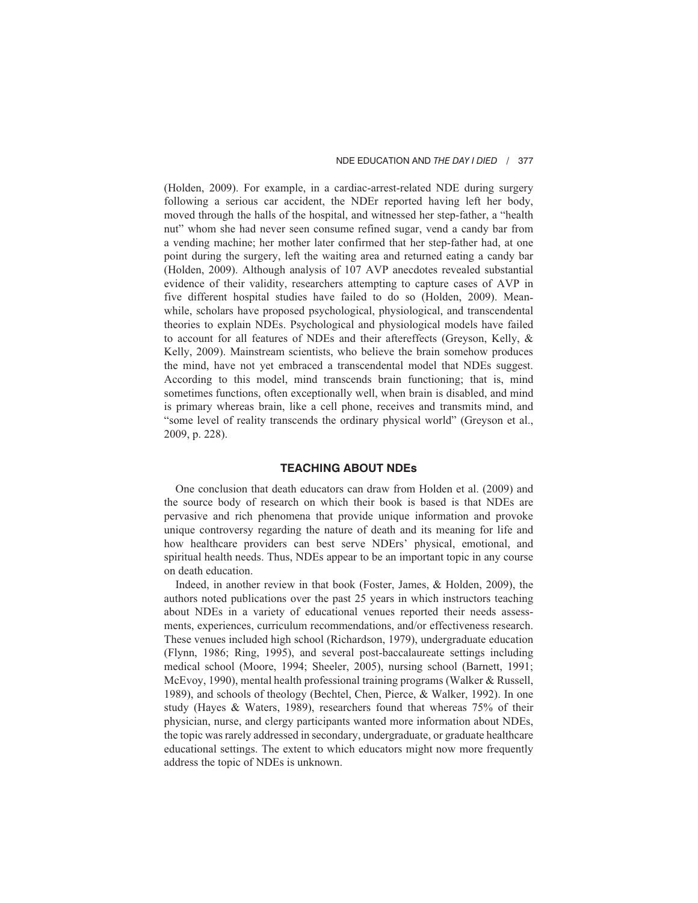(Holden, 2009). For example, in a cardiac-arrest-related NDE during surgery following a serious car accident, the NDEr reported having left her body, moved through the halls of the hospital, and witnessed her step-father, a "health nut" whom she had never seen consume refined sugar, vend a candy bar from a vending machine; her mother later confirmed that her step-father had, at one point during the surgery, left the waiting area and returned eating a candy bar (Holden, 2009). Although analysis of 107 AVP anecdotes revealed substantial evidence of their validity, researchers attempting to capture cases of AVP in five different hospital studies have failed to do so (Holden, 2009). Meanwhile, scholars have proposed psychological, physiological, and transcendental theories to explain NDEs. Psychological and physiological models have failed to account for all features of NDEs and their aftereffects (Greyson, Kelly, & Kelly, 2009). Mainstream scientists, who believe the brain somehow produces the mind, have not yet embraced a transcendental model that NDEs suggest. According to this model, mind transcends brain functioning; that is, mind sometimes functions, often exceptionally well, when brain is disabled, and mind is primary whereas brain, like a cell phone, receives and transmits mind, and "some level of reality transcends the ordinary physical world" (Greyson et al., 2009, p. 228).

## TEACHING ABOUT NDEs

One conclusion that death educators can draw from Holden et al. (2009) and the source body of research on which their book is based is that NDEs are pervasive and rich phenomena that provide unique information and provoke unique controversy regarding the nature of death and its meaning for life and how healthcare providers can best serve NDErs' physical, emotional, and spiritual health needs. Thus, NDEs appear to be an important topic in any course on death education.

Indeed, in another review in that book (Foster, James, & Holden, 2009), the authors noted publications over the past 25 years in which instructors teaching about NDEs in a variety of educational venues reported their needs assessments, experiences, curriculum recommendations, and/or effectiveness research. These venues included high school (Richardson, 1979), undergraduate education (Flynn, 1986; Ring, 1995), and several post-baccalaureate settings including medical school (Moore, 1994; Sheeler, 2005), nursing school (Barnett, 1991; McEvoy, 1990), mental health professional training programs (Walker & Russell, 1989), and schools of theology (Bechtel, Chen, Pierce, & Walker, 1992). In one study (Hayes & Waters, 1989), researchers found that whereas 75% of their physician, nurse, and clergy participants wanted more information about NDEs, the topic was rarely addressed in secondary, undergraduate, or graduate healthcare educational settings. The extent to which educators might now more frequently address the topic of NDEs is unknown.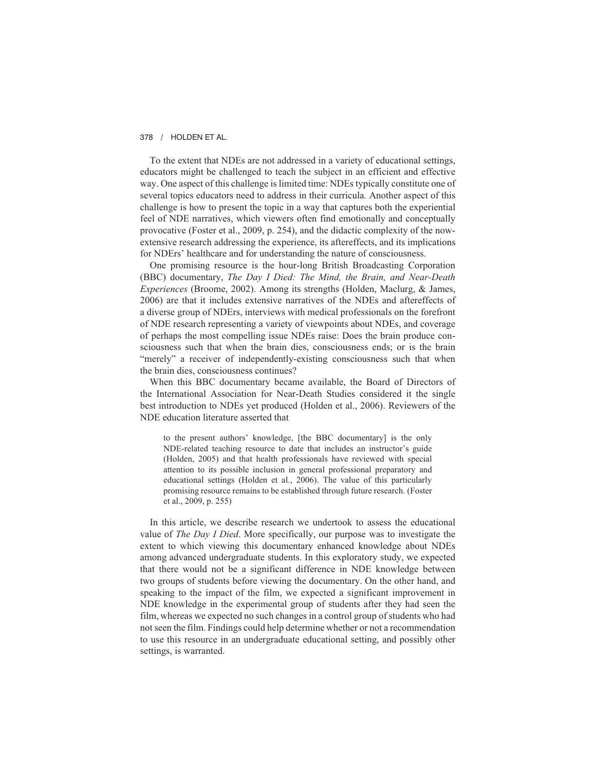To the extent that NDEs are not addressed in a variety of educational settings, educators might be challenged to teach the subject in an efficient and effective way. One aspect of this challenge is limited time: NDEs typically constitute one of several topics educators need to address in their curricula. Another aspect of this challenge is how to present the topic in a way that captures both the experiential feel of NDE narratives, which viewers often find emotionally and conceptually provocative (Foster et al., 2009, p. 254), and the didactic complexity of the now-extensive research addressing the experience, its aftereffects, and its implications for NDErs' healthcare and for understanding the nature of consciousness.

One promising resource is the hour-long British Broadcasting Corporation (BBC) documentary, *The Day I Died: The Mind, the Brain, and Near-Death Experiences* (Broome, 2002). Among its strengths (Holden, Maclurg, & James, 2006) are that it includes extensive narratives of the NDEs and aftereffects of a diverse group of NDErs, interviews with medical professionals on the forefront of NDE research representing a variety of viewpoints about NDEs, and coverage of perhaps the most compelling issue NDEs raise: Does the brain produce consciousness such that when the brain dies, consciousness ends; or is the brain "merely" a receiver of independently-existing consciousness such that when the brain dies, consciousness continues?

When this BBC documentary became available, the Board of Directors of the International Association for Near-Death Studies considered it the single best introduction to NDEs yet produced (Holden et al., 2006). Reviewers of the NDE education literature asserted that

> to the present authors' knowledge, [the BBC documentary] is the only NDE-related teaching resource to date that includes an instructor's guide (Holden, 2005) and that health professionals have reviewed with special attention to its possible inclusion in general professional preparatory and educational settings (Holden et al., 2006). The value of this particularly promising resource remains to be established through future research. (Foster et al., 2009, p. 255)

In this article, we describe research we undertook to assess the educational value of *The Day I Died*. More specifically, our purpose was to investigate the extent to which viewing this documentary enhanced knowledge about NDEs among advanced undergraduate students. In this exploratory study, we expected that there would not be a significant difference in NDE knowledge between two groups of students before viewing the documentary. On the other hand, and speaking to the impact of the film, we expected a significant improvement in NDE knowledge in the experimental group of students after they had seen the film, whereas we expected no such changes in a control group of students who had not seen the film. Findings could help determine whether or not a recommendation to use this resource in an undergraduate educational setting, and possibly other settings, is warranted.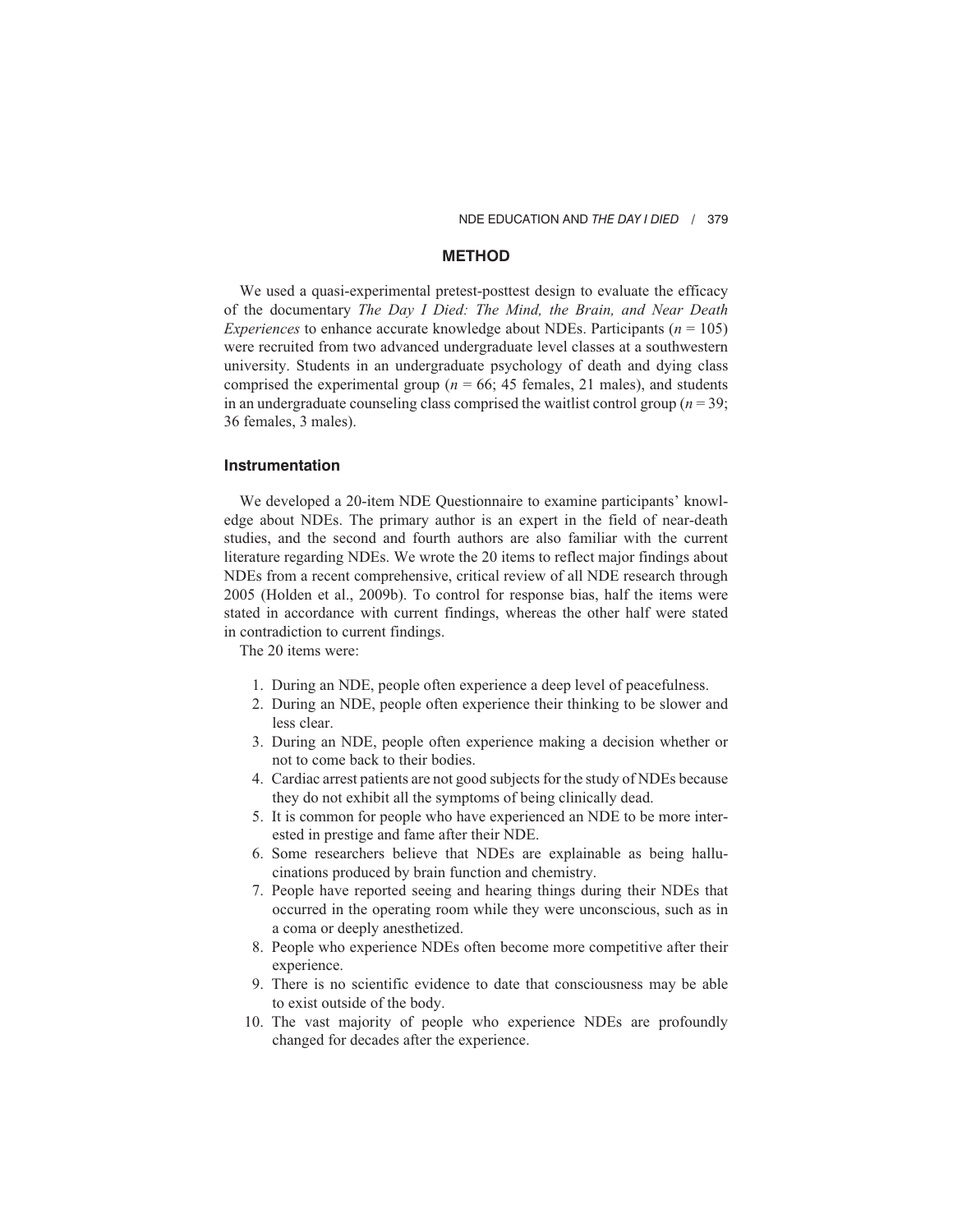## METHOD

We used a quasi-experimental pretest-posttest design to evaluate the efficacy of the documentary *The Day I Died: The Mind, the Brain, and Near Death Experiences* to enhance accurate knowledge about NDEs. Participants ($n = 105$) were recruited from two advanced undergraduate level classes at a southwestern university. Students in an undergraduate psychology of death and dying class comprised the experimental group ($n = 66$; 45 females, 21 males), and students in an undergraduate counseling class comprised the waitlist control group ($n = 39$; 36 females, 3 males).

### Instrumentation

We developed a 20-item NDE Questionnaire to examine participants' knowledge about NDEs. The primary author is an expert in the field of near-death studies, and the second and fourth authors are also familiar with the current literature regarding NDEs. We wrote the 20 items to reflect major findings about NDEs from a recent comprehensive, critical review of all NDE research through 2005 (Holden et al., 2009b). To control for response bias, half the items were stated in accordance with current findings, whereas the other half were stated in contradiction to current findings.

The 20 items were:

1. During an NDE, people often experience a deep level of peacefulness.
2. During an NDE, people often experience their thinking to be slower and less clear.
3. During an NDE, people often experience making a decision whether or not to come back to their bodies.
4. Cardiac arrest patients are not good subjects for the study of NDEs because they do not exhibit all the symptoms of being clinically dead.
5. It is common for people who have experienced an NDE to be more interested in prestige and fame after their NDE.
6. Some researchers believe that NDEs are explainable as being hallucinations produced by brain function and chemistry.
7. People have reported seeing and hearing things during their NDEs that occurred in the operating room while they were unconscious, such as in a coma or deeply anesthetized.
8. People who experience NDEs often become more competitive after their experience.
9. There is no scientific evidence to date that consciousness may be able to exist outside of the body.
10. The vast majority of people who experience NDEs are profoundly changed for decades after the experience.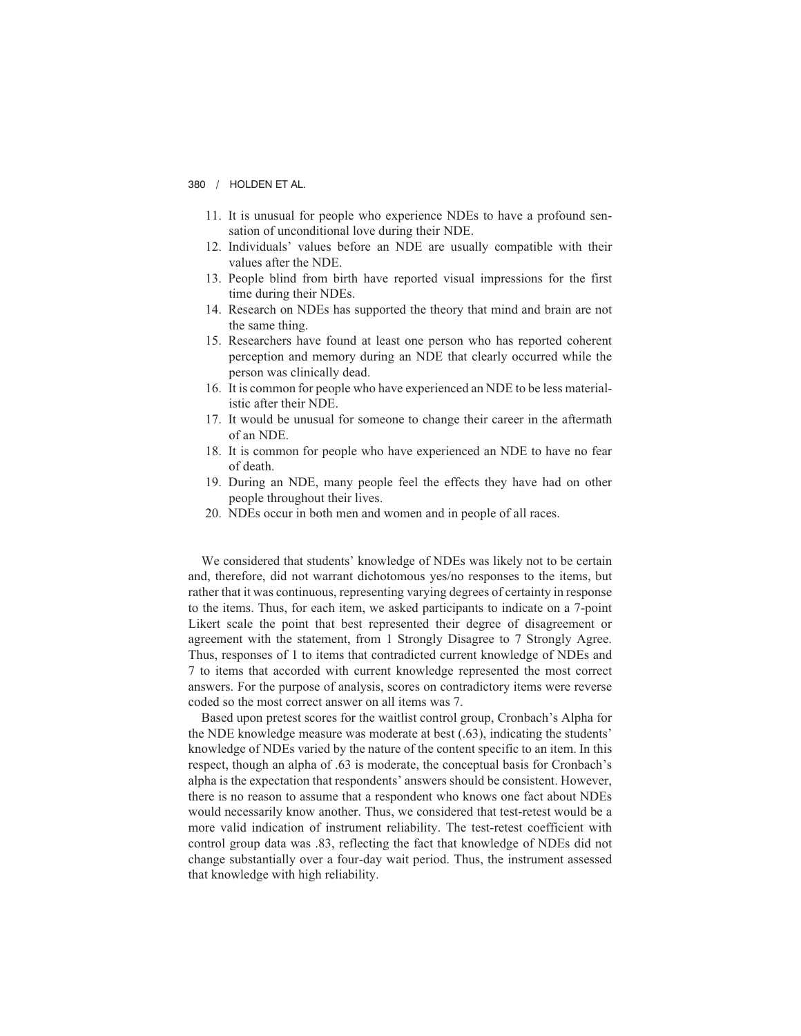11. It is unusual for people who experience NDEs to have a profound sensation of unconditional love during their NDE.
12. Individuals' values before an NDE are usually compatible with their values after the NDE.
13. People blind from birth have reported visual impressions for the first time during their NDEs.
14. Research on NDEs has supported the theory that mind and brain are not the same thing.
15. Researchers have found at least one person who has reported coherent perception and memory during an NDE that clearly occurred while the person was clinically dead.
16. It is common for people who have experienced an NDE to be less materialistic after their NDE.
17. It would be unusual for someone to change their career in the aftermath of an NDE.
18. It is common for people who have experienced an NDE to have no fear of death.
19. During an NDE, many people feel the effects they have had on other people throughout their lives.
20. NDEs occur in both men and women and in people of all races.

We considered that students' knowledge of NDEs was likely not to be certain and, therefore, did not warrant dichotomous yes/no responses to the items, but rather that it was continuous, representing varying degrees of certainty in response to the items. Thus, for each item, we asked participants to indicate on a 7-point Likert scale the point that best represented their degree of disagreement or agreement with the statement, from 1 Strongly Disagree to 7 Strongly Agree. Thus, responses of 1 to items that contradicted current knowledge of NDEs and 7 to items that accorded with current knowledge represented the most correct answers. For the purpose of analysis, scores on contradictory items were reverse coded so the most correct answer on all items was 7.

Based upon pretest scores for the waitlist control group, Cronbach's Alpha for the NDE knowledge measure was moderate at best (.63), indicating the students' knowledge of NDEs varied by the nature of the content specific to an item. In this respect, though an alpha of .63 is moderate, the conceptual basis for Cronbach's alpha is the expectation that respondents' answers should be consistent. However, there is no reason to assume that a respondent who knows one fact about NDEs would necessarily know another. Thus, we considered that test-retest would be a more valid indication of instrument reliability. The test-retest coefficient with control group data was .83, reflecting the fact that knowledge of NDEs did not change substantially over a four-day wait period. Thus, the instrument assessed that knowledge with high reliability.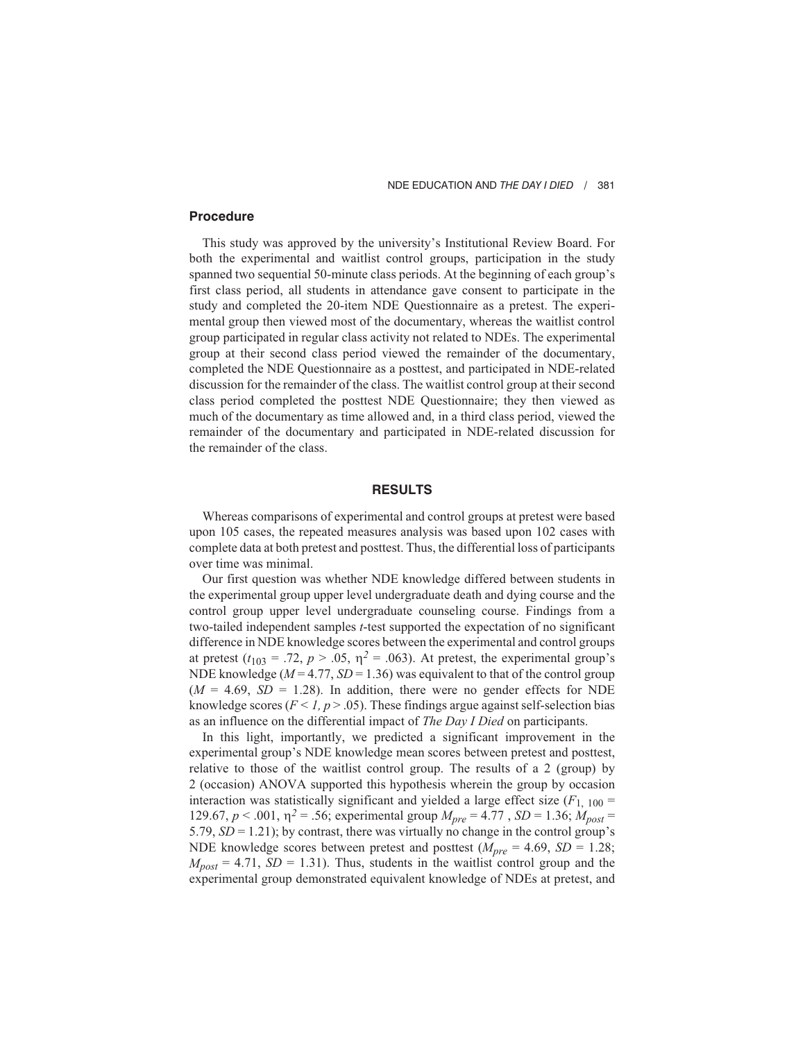## Procedure

This study was approved by the university's Institutional Review Board. For both the experimental and waitlist control groups, participation in the study spanned two sequential 50-minute class periods. At the beginning of each group's first class period, all students in attendance gave consent to participate in the study and completed the 20-item NDE Questionnaire as a pretest. The experimental group then viewed most of the documentary, whereas the waitlist control group participated in regular class activity not related to NDEs. The experimental group at their second class period viewed the remainder of the documentary, completed the NDE Questionnaire as a posttest, and participated in NDE-related discussion for the remainder of the class. The waitlist control group at their second class period completed the posttest NDE Questionnaire; they then viewed as much of the documentary as time allowed and, in a third class period, viewed the remainder of the documentary and participated in NDE-related discussion for the remainder of the class.

## RESULTS

Whereas comparisons of experimental and control groups at pretest were based upon 105 cases, the repeated measures analysis was based upon 102 cases with complete data at both pretest and posttest. Thus, the differential loss of participants over time was minimal.

Our first question was whether NDE knowledge differed between students in the experimental group upper level undergraduate death and dying course and the control group upper level undergraduate counseling course. Findings from a two-tailed independent samples *t*-test supported the expectation of no significant difference in NDE knowledge scores between the experimental and control groups at pretest ($t_{103}$ = .72, $p$ > .05, $\eta^2$ = .063). At pretest, the experimental group's NDE knowledge ($M$ = 4.77, $SD$ = 1.36) was equivalent to that of the control group ($M$ = 4.69, $SD$ = 1.28). In addition, there were no gender effects for NDE knowledge scores ($F < 1$, $p$ > .05). These findings argue against self-selection bias as an influence on the differential impact of *The Day I Died* on participants.

In this light, importantly, we predicted a significant improvement in the experimental group's NDE knowledge mean scores between pretest and posttest, relative to those of the waitlist control group. The results of a 2 (group) by 2 (occasion) ANOVA supported this hypothesis wherein the group by occasion interaction was statistically significant and yielded a large effect size ($F_{1,\,100}$ = 129.67, $p$ < .001, $\eta^2$ = .56; experimental group $M_{pre}$ = 4.77 , $SD$ = 1.36; $M_{post}$ = 5.79, $SD$ = 1.21); by contrast, there was virtually no change in the control group's NDE knowledge scores between pretest and posttest ($M_{pre}$ = 4.69, $SD$ = 1.28; $M_{post}$ = 4.71, $SD$ = 1.31). Thus, students in the waitlist control group and the experimental group demonstrated equivalent knowledge of NDEs at pretest, and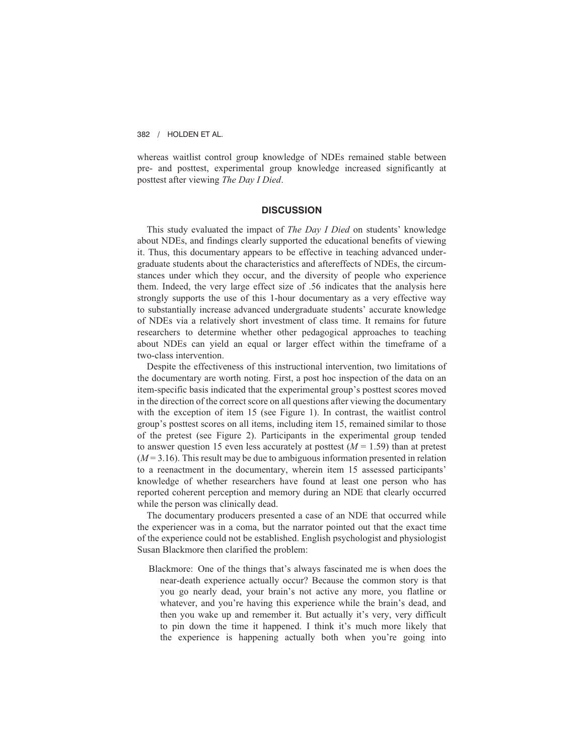whereas waitlist control group knowledge of NDEs remained stable between pre- and posttest, experimental group knowledge increased significantly at posttest after viewing *The Day I Died*.

## DISCUSSION

This study evaluated the impact of *The Day I Died* on students' knowledge about NDEs, and findings clearly supported the educational benefits of viewing it. Thus, this documentary appears to be effective in teaching advanced undergraduate students about the characteristics and aftereffects of NDEs, the circumstances under which they occur, and the diversity of people who experience them. Indeed, the very large effect size of .56 indicates that the analysis here strongly supports the use of this 1-hour documentary as a very effective way to substantially increase advanced undergraduate students' accurate knowledge of NDEs via a relatively short investment of class time. It remains for future researchers to determine whether other pedagogical approaches to teaching about NDEs can yield an equal or larger effect within the timeframe of a two-class intervention.

Despite the effectiveness of this instructional intervention, two limitations of the documentary are worth noting. First, a post hoc inspection of the data on an item-specific basis indicated that the experimental group's posttest scores moved in the direction of the correct score on all questions after viewing the documentary with the exception of item 15 (see Figure 1). In contrast, the waitlist control group's posttest scores on all items, including item 15, remained similar to those of the pretest (see Figure 2). Participants in the experimental group tended to answer question 15 even less accurately at posttest ($M = 1.59$) than at pretest ($M = 3.16$). This result may be due to ambiguous information presented in relation to a reenactment in the documentary, wherein item 15 assessed participants' knowledge of whether researchers have found at least one person who has reported coherent perception and memory during an NDE that clearly occurred while the person was clinically dead.

The documentary producers presented a case of an NDE that occurred while the experiencer was in a coma, but the narrator pointed out that the exact time of the experience could not be established. English psychologist and physiologist Susan Blackmore then clarified the problem:

> Blackmore: One of the things that's always fascinated me is when does the near-death experience actually occur? Because the common story is that you go nearly dead, your brain's not active any more, you flatline or whatever, and you're having this experience while the brain's dead, and then you wake up and remember it. But actually it's very, very difficult to pin down the time it happened. I think it's much more likely that the experience is happening actually both when you're going into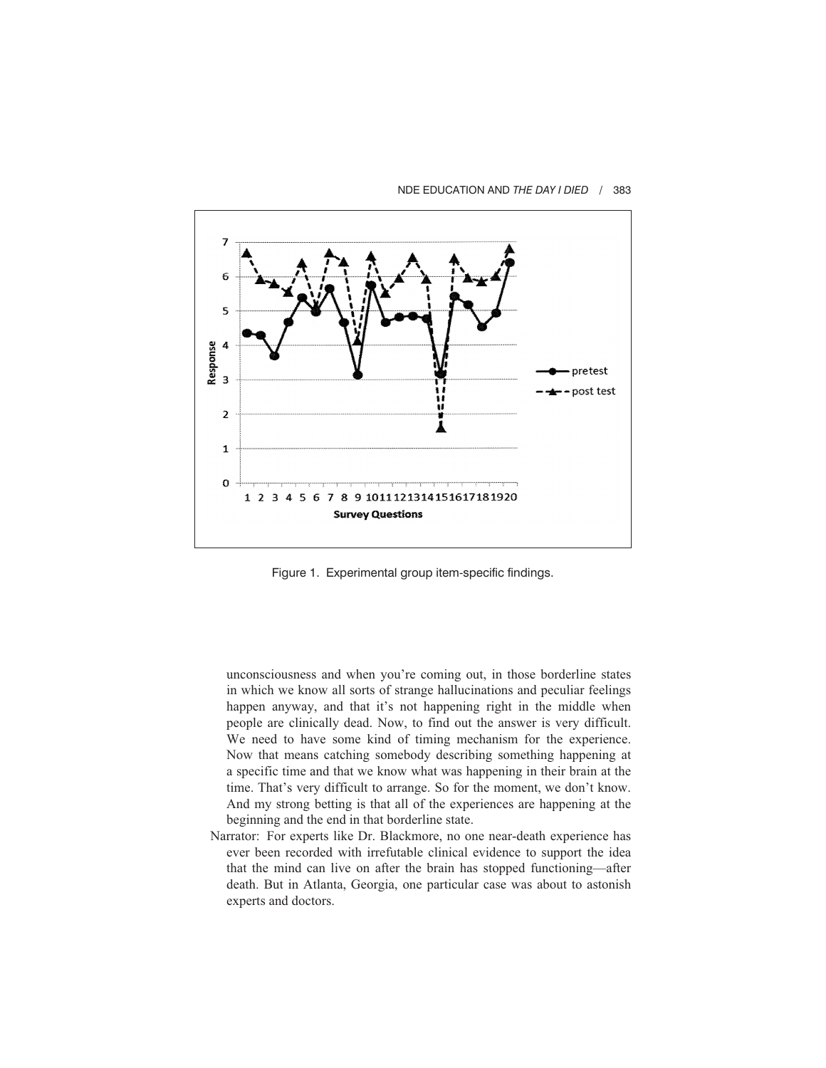Figure 1. Experimental group item-specific findings.

unconsciousness and when you're coming out, in those borderline states in which we know all sorts of strange hallucinations and peculiar feelings happen anyway, and that it's not happening right in the middle when people are clinically dead. Now, to find out the answer is very difficult. We need to have some kind of timing mechanism for the experience. Now that means catching somebody describing something happening at a specific time and that we know what was happening in their brain at the time. That's very difficult to arrange. So for the moment, we don't know. And my strong betting is that all of the experiences are happening at the beginning and the end in that borderline state.

Narrator: For experts like Dr. Blackmore, no one near-death experience has ever been recorded with irrefutable clinical evidence to support the idea that the mind can live on after the brain has stopped functioning—after death. But in Atlanta, Georgia, one particular case was about to astonish experts and doctors.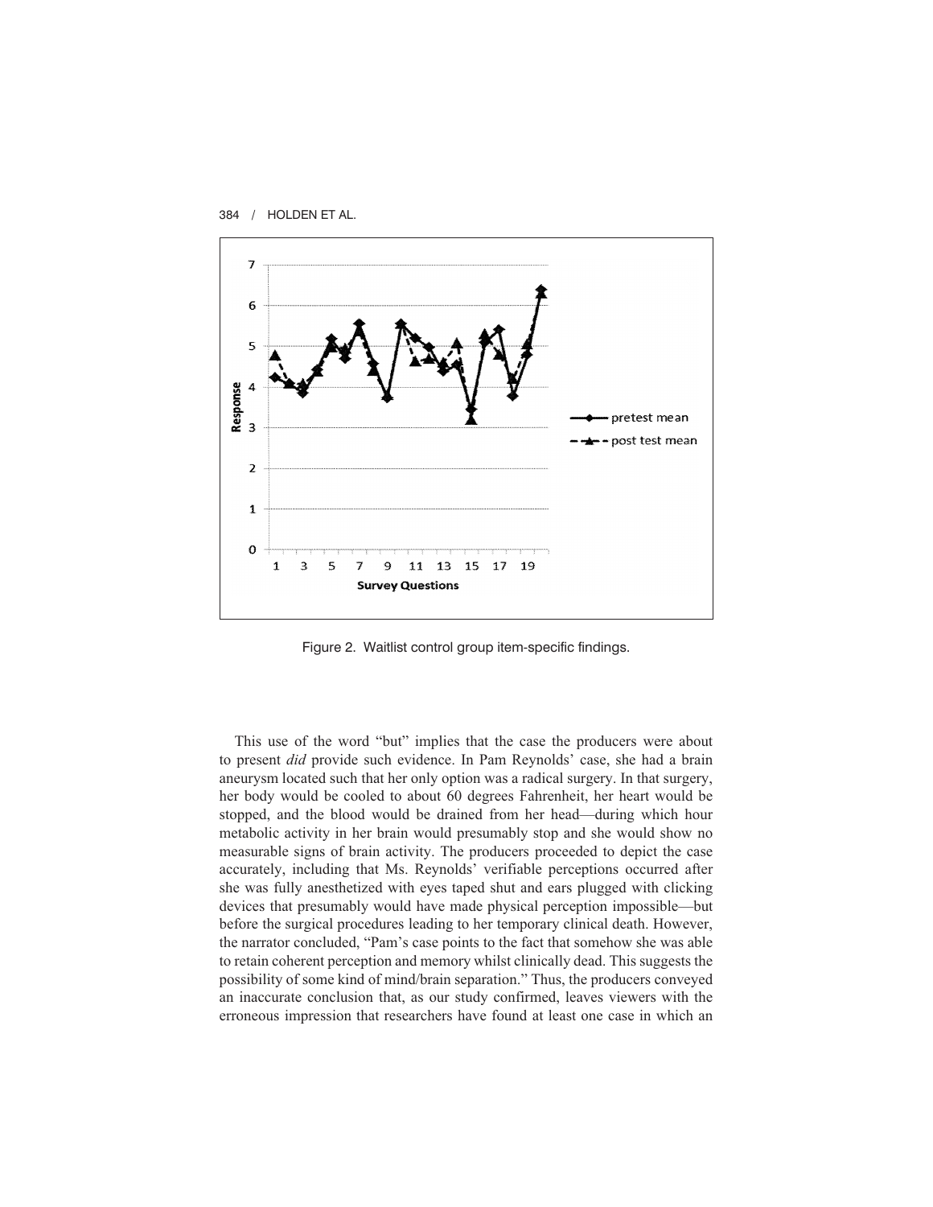Figure 2. Waitlist control group item-specific findings.

This use of the word "but" implies that the case the producers were about to present *did* provide such evidence. In Pam Reynolds' case, she had a brain aneurysm located such that her only option was a radical surgery. In that surgery, her body would be cooled to about 60 degrees Fahrenheit, her heart would be stopped, and the blood would be drained from her head—during which hour metabolic activity in her brain would presumably stop and she would show no measurable signs of brain activity. The producers proceeded to depict the case accurately, including that Ms. Reynolds' verifiable perceptions occurred after she was fully anesthetized with eyes taped shut and ears plugged with clicking devices that presumably would have made physical perception impossible—but before the surgical procedures leading to her temporary clinical death. However, the narrator concluded, "Pam's case points to the fact that somehow she was able to retain coherent perception and memory whilst clinically dead. This suggests the possibility of some kind of mind/brain separation." Thus, the producers conveyed an inaccurate conclusion that, as our study confirmed, leaves viewers with the erroneous impression that researchers have found at least one case in which an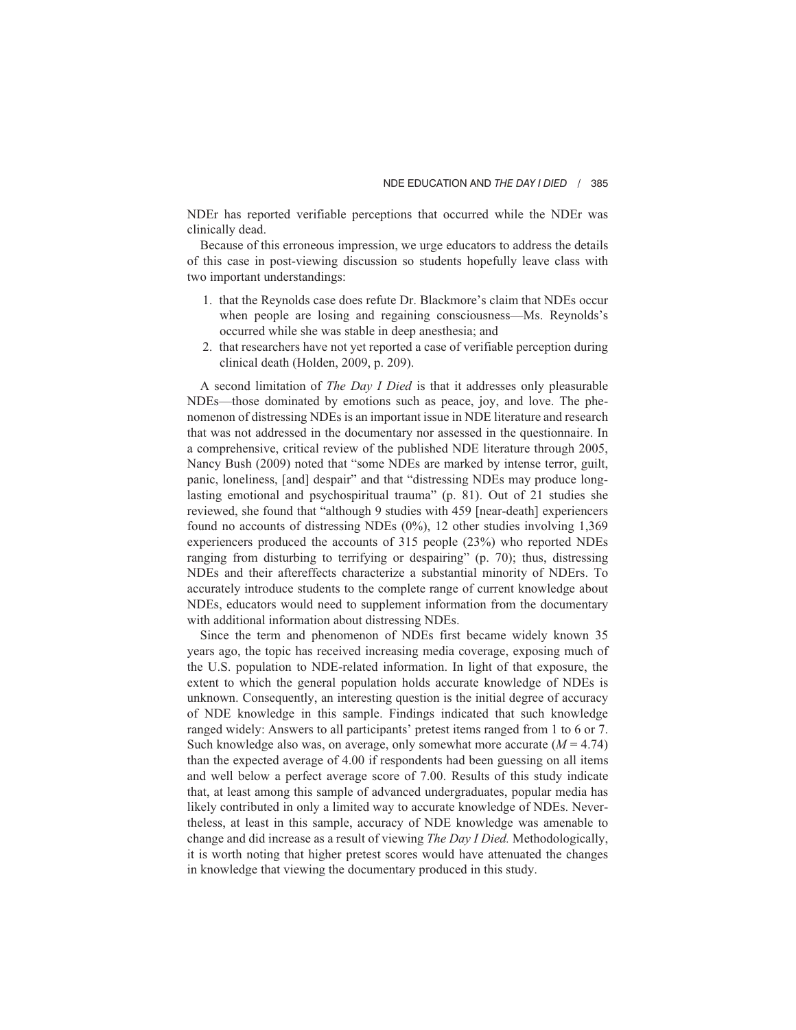NDEr has reported verifiable perceptions that occurred while the NDEr was clinically dead.

Because of this erroneous impression, we urge educators to address the details of this case in post-viewing discussion so students hopefully leave class with two important understandings:

1. that the Reynolds case does refute Dr. Blackmore's claim that NDEs occur when people are losing and regaining consciousness—Ms. Reynolds's occurred while she was stable in deep anesthesia; and
2. that researchers have not yet reported a case of verifiable perception during clinical death (Holden, 2009, p. 209).

A second limitation of *The Day I Died* is that it addresses only pleasurable NDEs—those dominated by emotions such as peace, joy, and love. The phenomenon of distressing NDEs is an important issue in NDE literature and research that was not addressed in the documentary nor assessed in the questionnaire. In a comprehensive, critical review of the published NDE literature through 2005, Nancy Bush (2009) noted that "some NDEs are marked by intense terror, guilt, panic, loneliness, [and] despair" and that "distressing NDEs may produce long-lasting emotional and psychospiritual trauma" (p. 81). Out of 21 studies she reviewed, she found that "although 9 studies with 459 [near-death] experiencers found no accounts of distressing NDEs (0%), 12 other studies involving 1,369 experiencers produced the accounts of 315 people (23%) who reported NDEs ranging from disturbing to terrifying or despairing" (p. 70); thus, distressing NDEs and their aftereffects characterize a substantial minority of NDErs. To accurately introduce students to the complete range of current knowledge about NDEs, educators would need to supplement information from the documentary with additional information about distressing NDEs.

Since the term and phenomenon of NDEs first became widely known 35 years ago, the topic has received increasing media coverage, exposing much of the U.S. population to NDE-related information. In light of that exposure, the extent to which the general population holds accurate knowledge of NDEs is unknown. Consequently, an interesting question is the initial degree of accuracy of NDE knowledge in this sample. Findings indicated that such knowledge ranged widely: Answers to all participants' pretest items ranged from 1 to 6 or 7. Such knowledge also was, on average, only somewhat more accurate ($M = 4.74$) than the expected average of 4.00 if respondents had been guessing on all items and well below a perfect average score of 7.00. Results of this study indicate that, at least among this sample of advanced undergraduates, popular media has likely contributed in only a limited way to accurate knowledge of NDEs. Nevertheless, at least in this sample, accuracy of NDE knowledge was amenable to change and did increase as a result of viewing *The Day I Died.* Methodologically, it is worth noting that higher pretest scores would have attenuated the changes in knowledge that viewing the documentary produced in this study.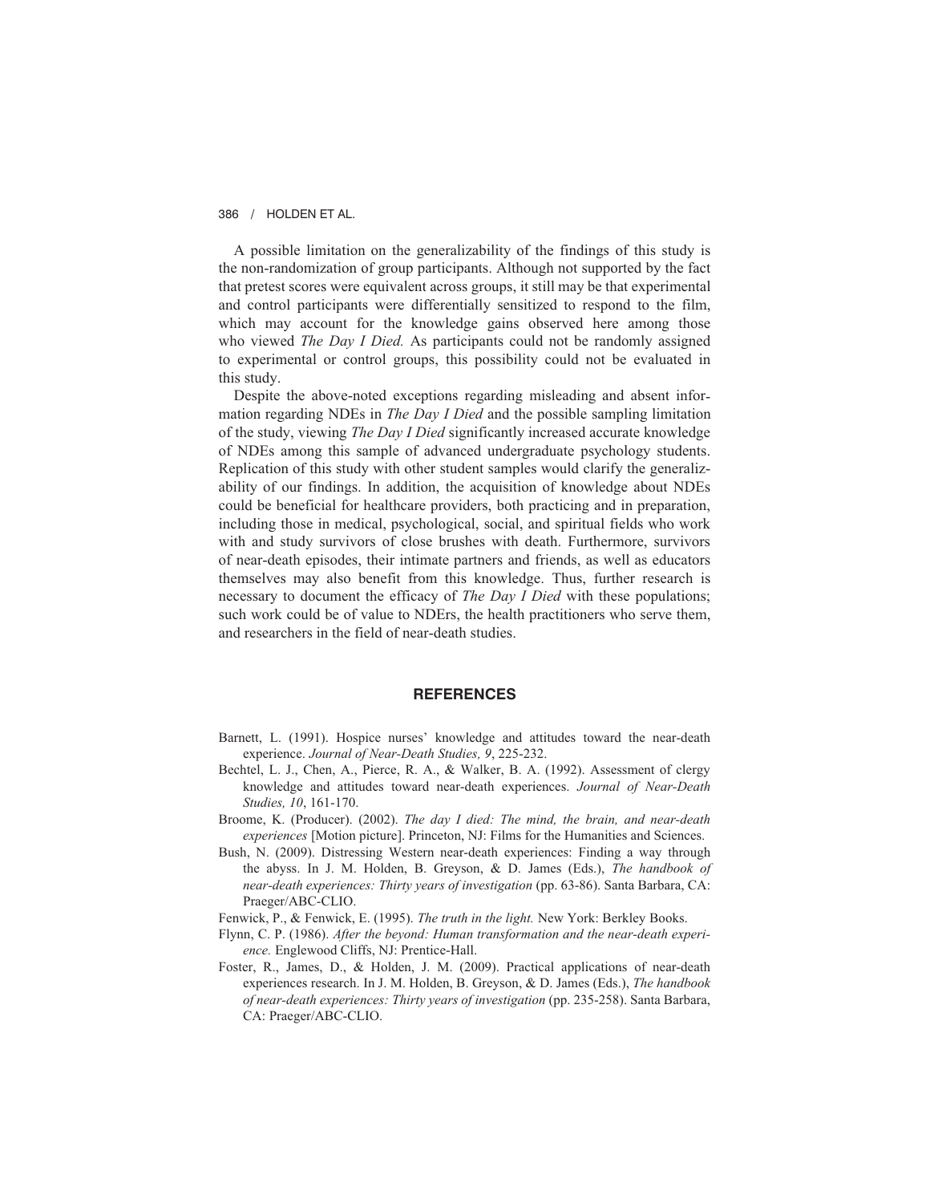A possible limitation on the generalizability of the findings of this study is the non-randomization of group participants. Although not supported by the fact that pretest scores were equivalent across groups, it still may be that experimental and control participants were differentially sensitized to respond to the film, which may account for the knowledge gains observed here among those who viewed *The Day I Died.* As participants could not be randomly assigned to experimental or control groups, this possibility could not be evaluated in this study.

Despite the above-noted exceptions regarding misleading and absent information regarding NDEs in *The Day I Died* and the possible sampling limitation of the study, viewing *The Day I Died* significantly increased accurate knowledge of NDEs among this sample of advanced undergraduate psychology students. Replication of this study with other student samples would clarify the generalizability of our findings. In addition, the acquisition of knowledge about NDEs could be beneficial for healthcare providers, both practicing and in preparation, including those in medical, psychological, social, and spiritual fields who work with and study survivors of close brushes with death. Furthermore, survivors of near-death episodes, their intimate partners and friends, as well as educators themselves may also benefit from this knowledge. Thus, further research is necessary to document the efficacy of *The Day I Died* with these populations; such work could be of value to NDErs, the health practitioners who serve them, and researchers in the field of near-death studies.

## REFERENCES

Barnett, L. (1991). Hospice nurses' knowledge and attitudes toward the near-death experience. *Journal of Near-Death Studies, 9*, 225-232.

Bechtel, L. J., Chen, A., Pierce, R. A., & Walker, B. A. (1992). Assessment of clergy knowledge and attitudes toward near-death experiences. *Journal of Near-Death Studies, 10*, 161-170.

Broome, K. (Producer). (2002). *The day I died: The mind, the brain, and near-death experiences* [Motion picture]. Princeton, NJ: Films for the Humanities and Sciences.

Bush, N. (2009). Distressing Western near-death experiences: Finding a way through the abyss. In J. M. Holden, B. Greyson, & D. James (Eds.), *The handbook of near-death experiences: Thirty years of investigation* (pp. 63-86). Santa Barbara, CA: Praeger/ABC-CLIO.

Fenwick, P., & Fenwick, E. (1995). *The truth in the light.* New York: Berkley Books.

Flynn, C. P. (1986). *After the beyond: Human transformation and the near-death experience.* Englewood Cliffs, NJ: Prentice-Hall.

Foster, R., James, D., & Holden, J. M. (2009). Practical applications of near-death experiences research. In J. M. Holden, B. Greyson, & D. James (Eds.), *The handbook of near-death experiences: Thirty years of investigation* (pp. 235-258). Santa Barbara, CA: Praeger/ABC-CLIO.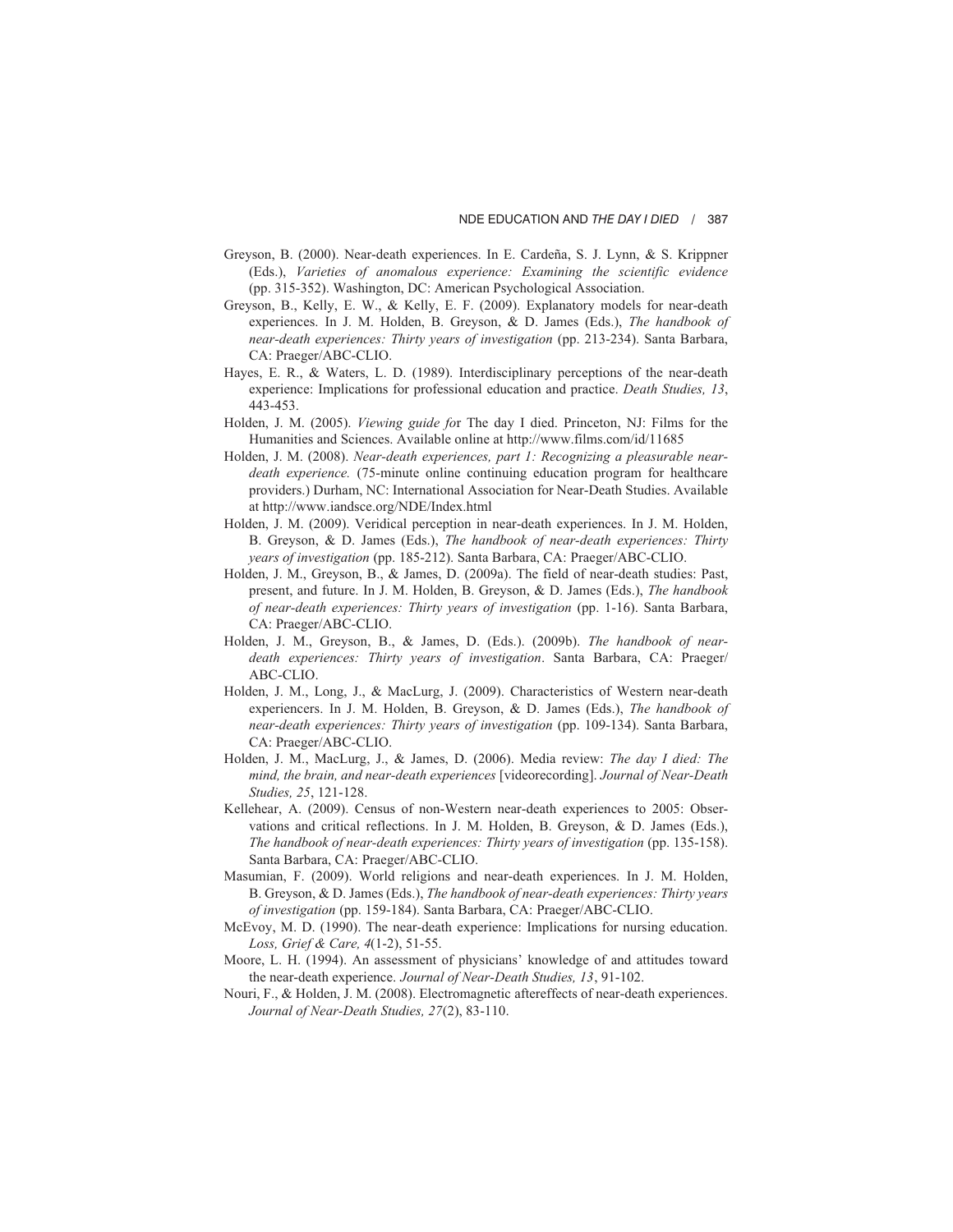Greyson, B. (2000). Near-death experiences. In E. Cardeña, S. J. Lynn, & S. Krippner (Eds.), *Varieties of anomalous experience: Examining the scientific evidence* (pp. 315-352). Washington, DC: American Psychological Association.

Greyson, B., Kelly, E. W., & Kelly, E. F. (2009). Explanatory models for near-death experiences. In J. M. Holden, B. Greyson, & D. James (Eds.), *The handbook of near-death experiences: Thirty years of investigation* (pp. 213-234). Santa Barbara, CA: Praeger/ABC-CLIO.

Hayes, E. R., & Waters, L. D. (1989). Interdisciplinary perceptions of the near-death experience: Implications for professional education and practice. *Death Studies, 13*, 443-453.

Holden, J. M. (2005). *Viewing guide fo*r The day I died. Princeton, NJ: Films for the Humanities and Sciences. Available online at http://www.films.com/id/11685

Holden, J. M. (2008). *Near-death experiences, part 1: Recognizing a pleasurable near-death experience.* (75-minute online continuing education program for healthcare providers.) Durham, NC: International Association for Near-Death Studies. Available at http://www.iandsce.org/NDE/Index.html

Holden, J. M. (2009). Veridical perception in near-death experiences. In J. M. Holden, B. Greyson, & D. James (Eds.), *The handbook of near-death experiences: Thirty years of investigation* (pp. 185-212). Santa Barbara, CA: Praeger/ABC-CLIO.

Holden, J. M., Greyson, B., & James, D. (2009a). The field of near-death studies: Past, present, and future. In J. M. Holden, B. Greyson, & D. James (Eds.), *The handbook of near-death experiences: Thirty years of investigation* (pp. 1-16). Santa Barbara, CA: Praeger/ABC-CLIO.

Holden, J. M., Greyson, B., & James, D. (Eds.). (2009b). *The handbook of near-death experiences: Thirty years of investigation*. Santa Barbara, CA: Praeger/ABC-CLIO.

Holden, J. M., Long, J., & MacLurg, J. (2009). Characteristics of Western near-death experiencers. In J. M. Holden, B. Greyson, & D. James (Eds.), *The handbook of near-death experiences: Thirty years of investigation* (pp. 109-134). Santa Barbara, CA: Praeger/ABC-CLIO.

Holden, J. M., MacLurg, J., & James, D. (2006). Media review: *The day I died: The mind, the brain, and near-death experiences* [videorecording]. *Journal of Near-Death Studies, 25*, 121-128.

Kellehear, A. (2009). Census of non-Western near-death experiences to 2005: Observations and critical reflections. In J. M. Holden, B. Greyson, & D. James (Eds.), *The handbook of near-death experiences: Thirty years of investigation* (pp. 135-158). Santa Barbara, CA: Praeger/ABC-CLIO.

Masumian, F. (2009). World religions and near-death experiences. In J. M. Holden, B. Greyson, & D. James (Eds.), *The handbook of near-death experiences: Thirty years of investigation* (pp. 159-184). Santa Barbara, CA: Praeger/ABC-CLIO.

McEvoy, M. D. (1990). The near-death experience: Implications for nursing education. *Loss, Grief & Care, 4*(1-2), 51-55.

Moore, L. H. (1994). An assessment of physicians' knowledge of and attitudes toward the near-death experience. *Journal of Near-Death Studies, 13*, 91-102.

Nouri, F., & Holden, J. M. (2008). Electromagnetic aftereffects of near-death experiences. *Journal of Near-Death Studies, 27*(2), 83-110.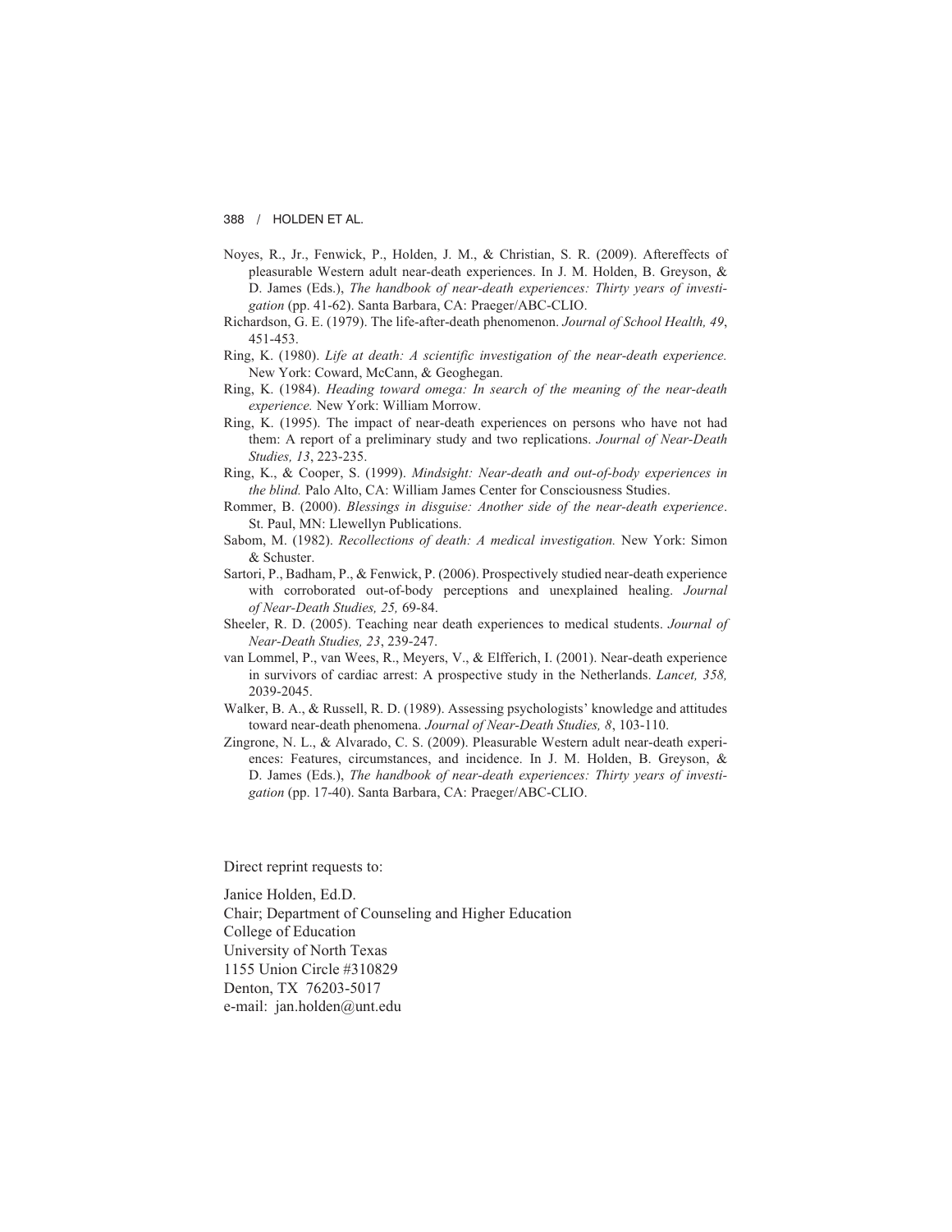Noyes, R., Jr., Fenwick, P., Holden, J. M., & Christian, S. R. (2009). Aftereffects of pleasurable Western adult near-death experiences. In J. M. Holden, B. Greyson, & D. James (Eds.), *The handbook of near-death experiences: Thirty years of investigation* (pp. 41-62). Santa Barbara, CA: Praeger/ABC-CLIO.

Richardson, G. E. (1979). The life-after-death phenomenon. *Journal of School Health, 49*, 451-453.

Ring, K. (1980). *Life at death: A scientific investigation of the near-death experience.* New York: Coward, McCann, & Geoghegan.

Ring, K. (1984). *Heading toward omega: In search of the meaning of the near-death experience.* New York: William Morrow.

Ring, K. (1995). The impact of near-death experiences on persons who have not had them: A report of a preliminary study and two replications. *Journal of Near-Death Studies, 13*, 223-235.

Ring, K., & Cooper, S. (1999). *Mindsight: Near-death and out-of-body experiences in the blind.* Palo Alto, CA: William James Center for Consciousness Studies.

Rommer, B. (2000). *Blessings in disguise: Another side of the near-death experience*. St. Paul, MN: Llewellyn Publications.

Sabom, M. (1982). *Recollections of death: A medical investigation.* New York: Simon & Schuster.

Sartori, P., Badham, P., & Fenwick, P. (2006). Prospectively studied near-death experience with corroborated out-of-body perceptions and unexplained healing. *Journal of Near-Death Studies, 25,* 69-84.

Sheeler, R. D. (2005). Teaching near death experiences to medical students. *Journal of Near-Death Studies, 23*, 239-247.

van Lommel, P., van Wees, R., Meyers, V., & Elfferich, I. (2001). Near-death experience in survivors of cardiac arrest: A prospective study in the Netherlands. *Lancet, 358,* 2039-2045.

Walker, B. A., & Russell, R. D. (1989). Assessing psychologists' knowledge and attitudes toward near-death phenomena. *Journal of Near-Death Studies, 8*, 103-110.

Zingrone, N. L., & Alvarado, C. S. (2009). Pleasurable Western adult near-death experiences: Features, circumstances, and incidence. In J. M. Holden, B. Greyson, & D. James (Eds.), *The handbook of near-death experiences: Thirty years of investigation* (pp. 17-40). Santa Barbara, CA: Praeger/ABC-CLIO.

Direct reprint requests to:

Janice Holden, Ed.D.
Chair; Department of Counseling and Higher Education
College of Education
University of North Texas
1155 Union Circle #310829
Denton, TX 76203-5017
e-mail: jan.holden@unt.edu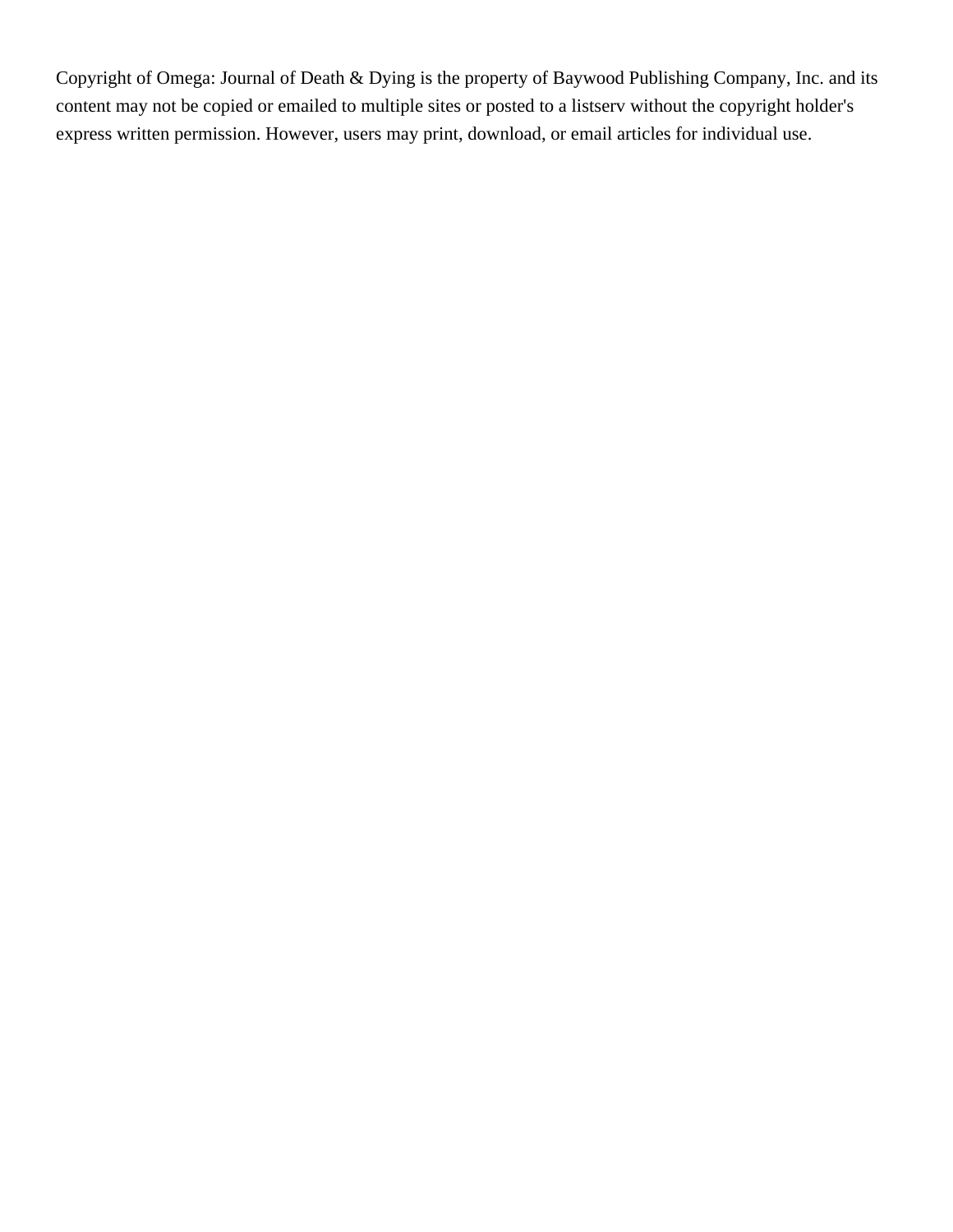Copyright of Omega: Journal of Death & Dying is the property of Baywood Publishing Company, Inc. and its content may not be copied or emailed to multiple sites or posted to a listserv without the copyright holder's express written permission. However, users may print, download, or email articles for individual use.